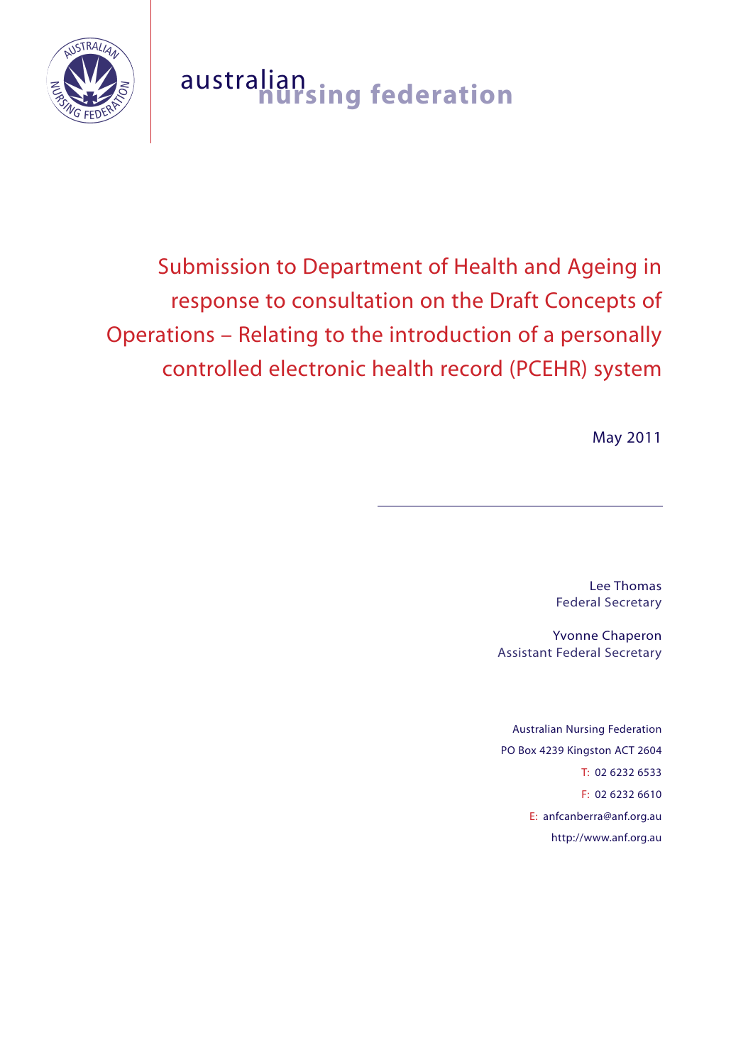australian nursing federation

# Submission to Department of Health and Ageing in response to consultation on the Draft Concepts of Operations – Relating to the introduction of a personally controlled electronic health record (PCEHR) system

May 2011

---

Lee Thomas
Federal Secretary

Yvonne Chaperon
Assistant Federal Secretary

Australian Nursing Federation
PO Box 4239 Kingston ACT 2604
T: 02 6232 6533
F: 02 6232 6610
E: anfcanberra@anf.org.au
http://www.anf.org.au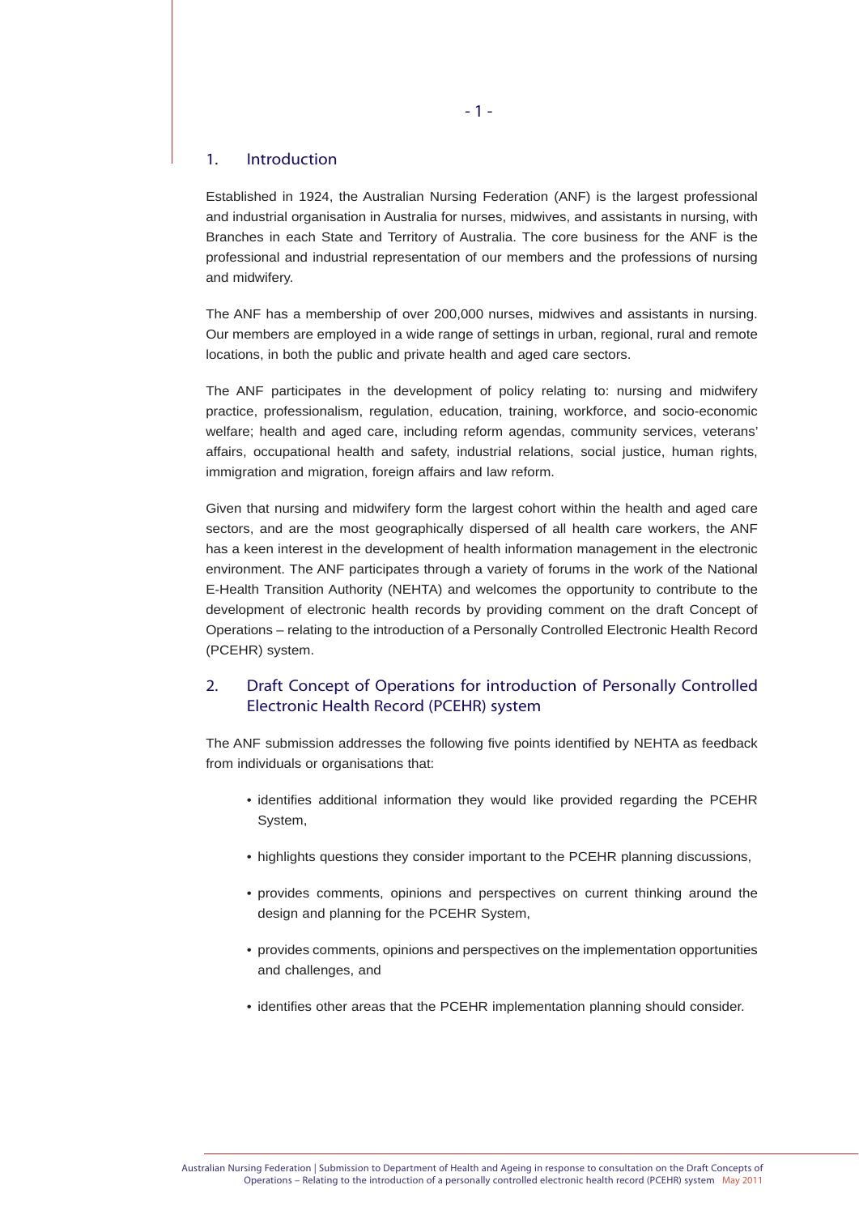## 1. Introduction

Established in 1924, the Australian Nursing Federation (ANF) is the largest professional and industrial organisation in Australia for nurses, midwives, and assistants in nursing, with Branches in each State and Territory of Australia. The core business for the ANF is the professional and industrial representation of our members and the professions of nursing and midwifery.

The ANF has a membership of over 200,000 nurses, midwives and assistants in nursing. Our members are employed in a wide range of settings in urban, regional, rural and remote locations, in both the public and private health and aged care sectors.

The ANF participates in the development of policy relating to: nursing and midwifery practice, professionalism, regulation, education, training, workforce, and socio-economic welfare; health and aged care, including reform agendas, community services, veterans' affairs, occupational health and safety, industrial relations, social justice, human rights, immigration and migration, foreign affairs and law reform.

Given that nursing and midwifery form the largest cohort within the health and aged care sectors, and are the most geographically dispersed of all health care workers, the ANF has a keen interest in the development of health information management in the electronic environment. The ANF participates through a variety of forums in the work of the National E-Health Transition Authority (NEHTA) and welcomes the opportunity to contribute to the development of electronic health records by providing comment on the draft Concept of Operations – relating to the introduction of a Personally Controlled Electronic Health Record (PCEHR) system.

## 2. Draft Concept of Operations for introduction of Personally Controlled Electronic Health Record (PCEHR) system

The ANF submission addresses the following five points identified by NEHTA as feedback from individuals or organisations that:

- identifies additional information they would like provided regarding the PCEHR System,
- highlights questions they consider important to the PCEHR planning discussions,
- provides comments, opinions and perspectives on current thinking around the design and planning for the PCEHR System,
- provides comments, opinions and perspectives on the implementation opportunities and challenges, and
- identifies other areas that the PCEHR implementation planning should consider.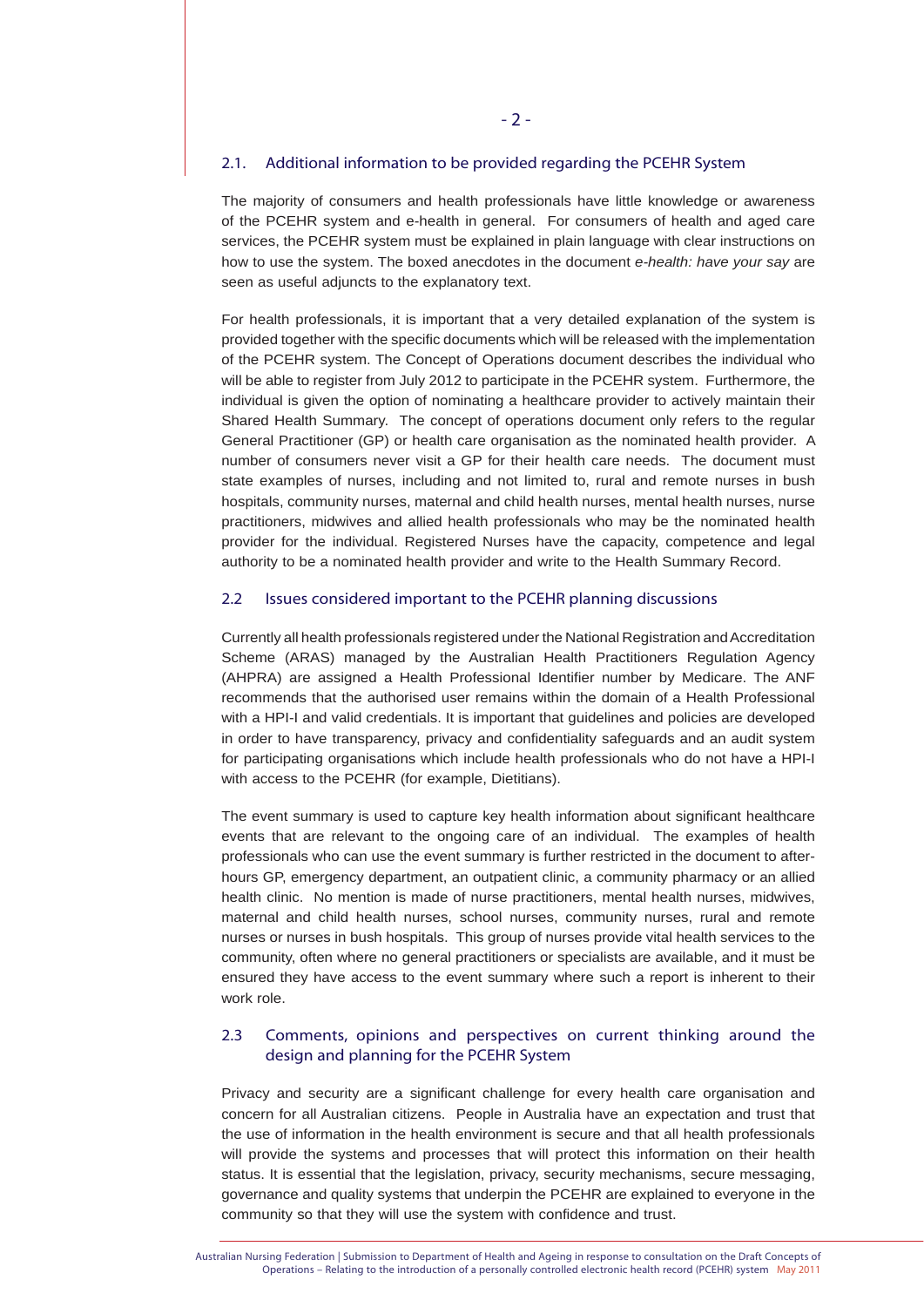## 2.1. Additional information to be provided regarding the PCEHR System

The majority of consumers and health professionals have little knowledge or awareness of the PCEHR system and e-health in general. For consumers of health and aged care services, the PCEHR system must be explained in plain language with clear instructions on how to use the system. The boxed anecdotes in the document *e-health: have your say* are seen as useful adjuncts to the explanatory text.

For health professionals, it is important that a very detailed explanation of the system is provided together with the specific documents which will be released with the implementation of the PCEHR system. The Concept of Operations document describes the individual who will be able to register from July 2012 to participate in the PCEHR system. Furthermore, the individual is given the option of nominating a healthcare provider to actively maintain their Shared Health Summary. The concept of operations document only refers to the regular General Practitioner (GP) or health care organisation as the nominated health provider. A number of consumers never visit a GP for their health care needs. The document must state examples of nurses, including and not limited to, rural and remote nurses in bush hospitals, community nurses, maternal and child health nurses, mental health nurses, nurse practitioners, midwives and allied health professionals who may be the nominated health provider for the individual. Registered Nurses have the capacity, competence and legal authority to be a nominated health provider and write to the Health Summary Record.

## 2.2 Issues considered important to the PCEHR planning discussions

Currently all health professionals registered under the National Registration and Accreditation Scheme (ARAS) managed by the Australian Health Practitioners Regulation Agency (AHPRA) are assigned a Health Professional Identifier number by Medicare. The ANF recommends that the authorised user remains within the domain of a Health Professional with a HPI-I and valid credentials. It is important that guidelines and policies are developed in order to have transparency, privacy and confidentiality safeguards and an audit system for participating organisations which include health professionals who do not have a HPI-I with access to the PCEHR (for example, Dietitians).

The event summary is used to capture key health information about significant healthcare events that are relevant to the ongoing care of an individual. The examples of health professionals who can use the event summary is further restricted in the document to after-hours GP, emergency department, an outpatient clinic, a community pharmacy or an allied health clinic. No mention is made of nurse practitioners, mental health nurses, midwives, maternal and child health nurses, school nurses, community nurses, rural and remote nurses or nurses in bush hospitals. This group of nurses provide vital health services to the community, often where no general practitioners or specialists are available, and it must be ensured they have access to the event summary where such a report is inherent to their work role.

## 2.3 Comments, opinions and perspectives on current thinking around the design and planning for the PCEHR System

Privacy and security are a significant challenge for every health care organisation and concern for all Australian citizens. People in Australia have an expectation and trust that the use of information in the health environment is secure and that all health professionals will provide the systems and processes that will protect this information on their health status. It is essential that the legislation, privacy, security mechanisms, secure messaging, governance and quality systems that underpin the PCEHR are explained to everyone in the community so that they will use the system with confidence and trust.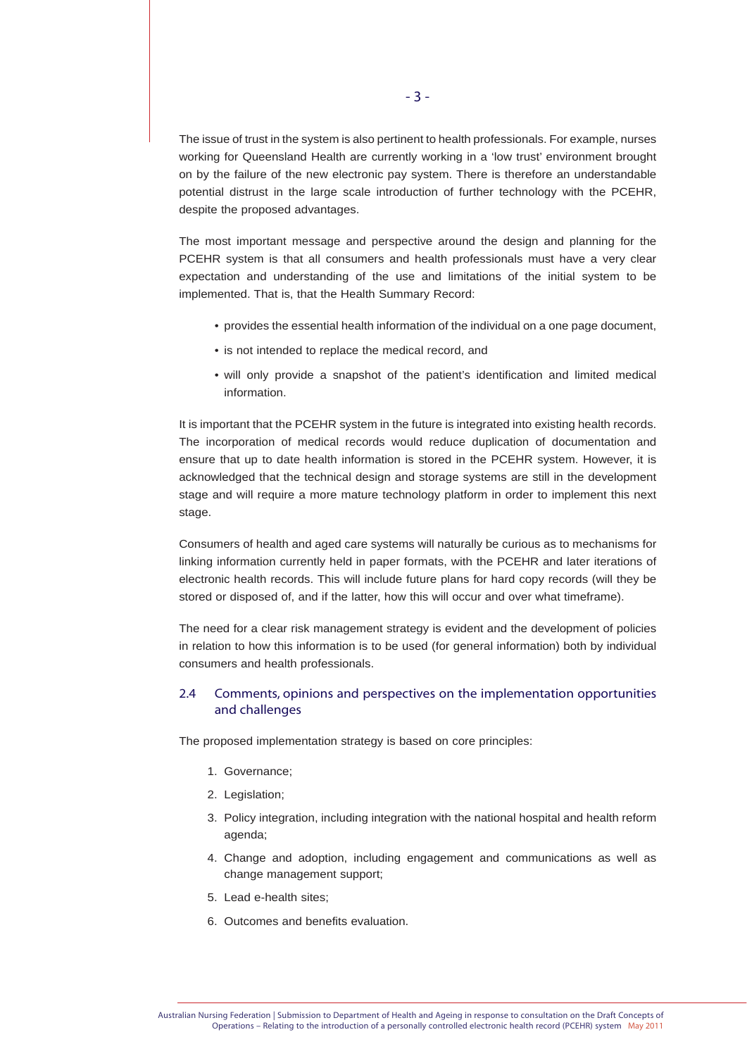The issue of trust in the system is also pertinent to health professionals. For example, nurses working for Queensland Health are currently working in a 'low trust' environment brought on by the failure of the new electronic pay system. There is therefore an understandable potential distrust in the large scale introduction of further technology with the PCEHR, despite the proposed advantages.

The most important message and perspective around the design and planning for the PCEHR system is that all consumers and health professionals must have a very clear expectation and understanding of the use and limitations of the initial system to be implemented. That is, that the Health Summary Record:

- provides the essential health information of the individual on a one page document,
- is not intended to replace the medical record, and
- will only provide a snapshot of the patient's identification and limited medical information.

It is important that the PCEHR system in the future is integrated into existing health records. The incorporation of medical records would reduce duplication of documentation and ensure that up to date health information is stored in the PCEHR system. However, it is acknowledged that the technical design and storage systems are still in the development stage and will require a more mature technology platform in order to implement this next stage.

Consumers of health and aged care systems will naturally be curious as to mechanisms for linking information currently held in paper formats, with the PCEHR and later iterations of electronic health records. This will include future plans for hard copy records (will they be stored or disposed of, and if the latter, how this will occur and over what timeframe).

The need for a clear risk management strategy is evident and the development of policies in relation to how this information is to be used (for general information) both by individual consumers and health professionals.

### 2.4 Comments, opinions and perspectives on the implementation opportunities and challenges

The proposed implementation strategy is based on core principles:

1. Governance;
2. Legislation;
3. Policy integration, including integration with the national hospital and health reform agenda;
4. Change and adoption, including engagement and communications as well as change management support;
5. Lead e-health sites;
6. Outcomes and benefits evaluation.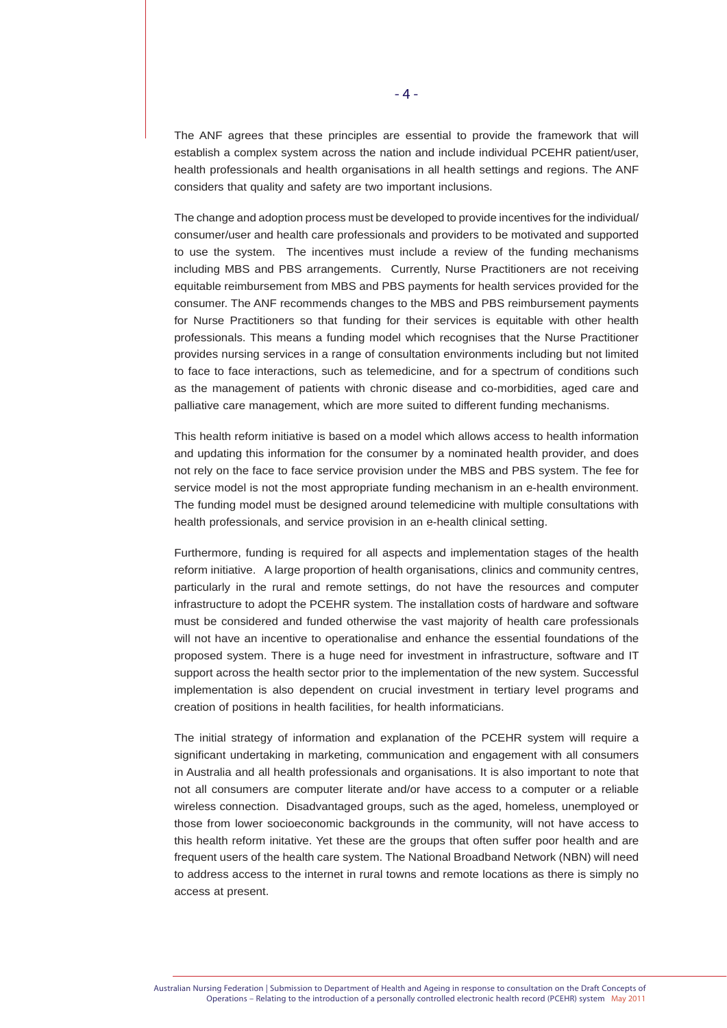The ANF agrees that these principles are essential to provide the framework that will establish a complex system across the nation and include individual PCEHR patient/user, health professionals and health organisations in all health settings and regions. The ANF considers that quality and safety are two important inclusions.

The change and adoption process must be developed to provide incentives for the individual/consumer/user and health care professionals and providers to be motivated and supported to use the system. The incentives must include a review of the funding mechanisms including MBS and PBS arrangements. Currently, Nurse Practitioners are not receiving equitable reimbursement from MBS and PBS payments for health services provided for the consumer. The ANF recommends changes to the MBS and PBS reimbursement payments for Nurse Practitioners so that funding for their services is equitable with other health professionals. This means a funding model which recognises that the Nurse Practitioner provides nursing services in a range of consultation environments including but not limited to face to face interactions, such as telemedicine, and for a spectrum of conditions such as the management of patients with chronic disease and co-morbidities, aged care and palliative care management, which are more suited to different funding mechanisms.

This health reform initiative is based on a model which allows access to health information and updating this information for the consumer by a nominated health provider, and does not rely on the face to face service provision under the MBS and PBS system. The fee for service model is not the most appropriate funding mechanism in an e-health environment. The funding model must be designed around telemedicine with multiple consultations with health professionals, and service provision in an e-health clinical setting.

Furthermore, funding is required for all aspects and implementation stages of the health reform initiative. A large proportion of health organisations, clinics and community centres, particularly in the rural and remote settings, do not have the resources and computer infrastructure to adopt the PCEHR system. The installation costs of hardware and software must be considered and funded otherwise the vast majority of health care professionals will not have an incentive to operationalise and enhance the essential foundations of the proposed system. There is a huge need for investment in infrastructure, software and IT support across the health sector prior to the implementation of the new system. Successful implementation is also dependent on crucial investment in tertiary level programs and creation of positions in health facilities, for health informaticians.

The initial strategy of information and explanation of the PCEHR system will require a significant undertaking in marketing, communication and engagement with all consumers in Australia and all health professionals and organisations. It is also important to note that not all consumers are computer literate and/or have access to a computer or a reliable wireless connection. Disadvantaged groups, such as the aged, homeless, unemployed or those from lower socioeconomic backgrounds in the community, will not have access to this health reform initative. Yet these are the groups that often suffer poor health and are frequent users of the health care system. The National Broadband Network (NBN) will need to address access to the internet in rural towns and remote locations as there is simply no access at present.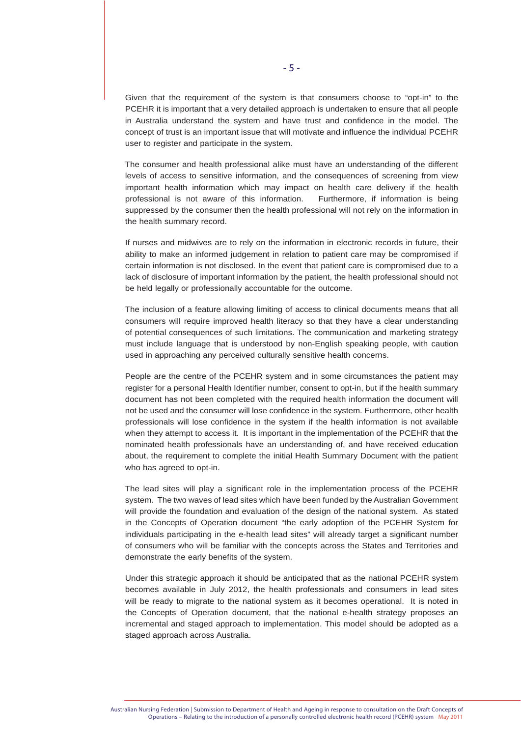Given that the requirement of the system is that consumers choose to “opt-in” to the PCEHR it is important that a very detailed approach is undertaken to ensure that all people in Australia understand the system and have trust and confidence in the model. The concept of trust is an important issue that will motivate and influence the individual PCEHR user to register and participate in the system.

The consumer and health professional alike must have an understanding of the different levels of access to sensitive information, and the consequences of screening from view important health information which may impact on health care delivery if the health professional is not aware of this information. Furthermore, if information is being suppressed by the consumer then the health professional will not rely on the information in the health summary record.

If nurses and midwives are to rely on the information in electronic records in future, their ability to make an informed judgement in relation to patient care may be compromised if certain information is not disclosed. In the event that patient care is compromised due to a lack of disclosure of important information by the patient, the health professional should not be held legally or professionally accountable for the outcome.

The inclusion of a feature allowing limiting of access to clinical documents means that all consumers will require improved health literacy so that they have a clear understanding of potential consequences of such limitations. The communication and marketing strategy must include language that is understood by non-English speaking people, with caution used in approaching any perceived culturally sensitive health concerns.

People are the centre of the PCEHR system and in some circumstances the patient may register for a personal Health Identifier number, consent to opt-in, but if the health summary document has not been completed with the required health information the document will not be used and the consumer will lose confidence in the system. Furthermore, other health professionals will lose confidence in the system if the health information is not available when they attempt to access it. It is important in the implementation of the PCEHR that the nominated health professionals have an understanding of, and have received education about, the requirement to complete the initial Health Summary Document with the patient who has agreed to opt-in.

The lead sites will play a significant role in the implementation process of the PCEHR system. The two waves of lead sites which have been funded by the Australian Government will provide the foundation and evaluation of the design of the national system. As stated in the Concepts of Operation document “the early adoption of the PCEHR System for individuals participating in the e-health lead sites” will already target a significant number of consumers who will be familiar with the concepts across the States and Territories and demonstrate the early benefits of the system.

Under this strategic approach it should be anticipated that as the national PCEHR system becomes available in July 2012, the health professionals and consumers in lead sites will be ready to migrate to the national system as it becomes operational. It is noted in the Concepts of Operation document, that the national e-health strategy proposes an incremental and staged approach to implementation. This model should be adopted as a staged approach across Australia.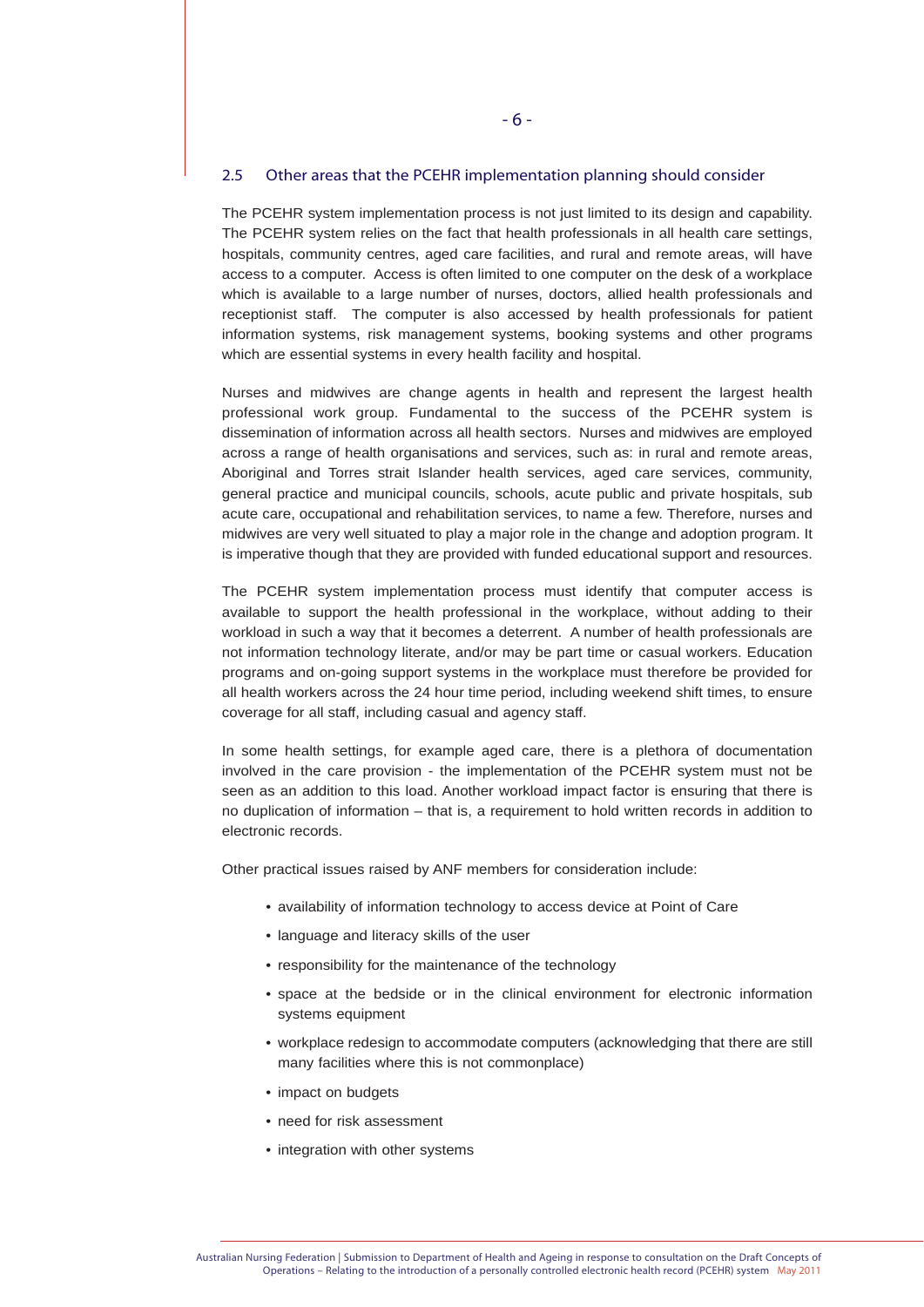## 2.5 Other areas that the PCEHR implementation planning should consider

The PCEHR system implementation process is not just limited to its design and capability. The PCEHR system relies on the fact that health professionals in all health care settings, hospitals, community centres, aged care facilities, and rural and remote areas, will have access to a computer. Access is often limited to one computer on the desk of a workplace which is available to a large number of nurses, doctors, allied health professionals and receptionist staff. The computer is also accessed by health professionals for patient information systems, risk management systems, booking systems and other programs which are essential systems in every health facility and hospital.

Nurses and midwives are change agents in health and represent the largest health professional work group. Fundamental to the success of the PCEHR system is dissemination of information across all health sectors. Nurses and midwives are employed across a range of health organisations and services, such as: in rural and remote areas, Aboriginal and Torres strait Islander health services, aged care services, community, general practice and municipal councils, schools, acute public and private hospitals, sub acute care, occupational and rehabilitation services, to name a few. Therefore, nurses and midwives are very well situated to play a major role in the change and adoption program. It is imperative though that they are provided with funded educational support and resources.

The PCEHR system implementation process must identify that computer access is available to support the health professional in the workplace, without adding to their workload in such a way that it becomes a deterrent. A number of health professionals are not information technology literate, and/or may be part time or casual workers. Education programs and on-going support systems in the workplace must therefore be provided for all health workers across the 24 hour time period, including weekend shift times, to ensure coverage for all staff, including casual and agency staff.

In some health settings, for example aged care, there is a plethora of documentation involved in the care provision - the implementation of the PCEHR system must not be seen as an addition to this load. Another workload impact factor is ensuring that there is no duplication of information – that is, a requirement to hold written records in addition to electronic records.

Other practical issues raised by ANF members for consideration include:

- availability of information technology to access device at Point of Care
- language and literacy skills of the user
- responsibility for the maintenance of the technology
- space at the bedside or in the clinical environment for electronic information systems equipment
- workplace redesign to accommodate computers (acknowledging that there are still many facilities where this is not commonplace)
- impact on budgets
- need for risk assessment
- integration with other systems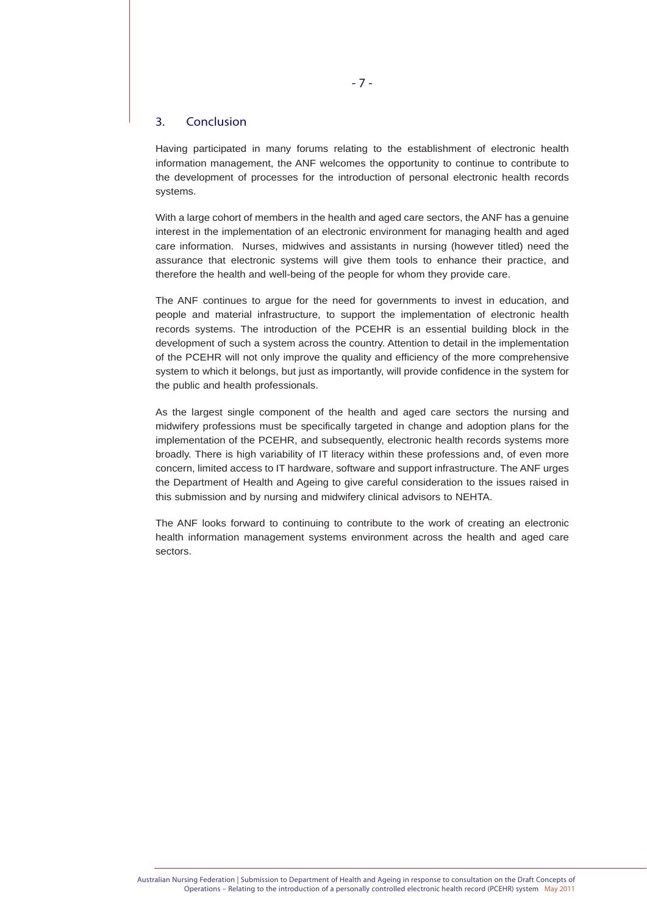## 3. Conclusion

Having participated in many forums relating to the establishment of electronic health information management, the ANF welcomes the opportunity to continue to contribute to the development of processes for the introduction of personal electronic health records systems.

With a large cohort of members in the health and aged care sectors, the ANF has a genuine interest in the implementation of an electronic environment for managing health and aged care information. Nurses, midwives and assistants in nursing (however titled) need the assurance that electronic systems will give them tools to enhance their practice, and therefore the health and well-being of the people for whom they provide care.

The ANF continues to argue for the need for governments to invest in education, and people and material infrastructure, to support the implementation of electronic health records systems. The introduction of the PCEHR is an essential building block in the development of such a system across the country. Attention to detail in the implementation of the PCEHR will not only improve the quality and efficiency of the more comprehensive system to which it belongs, but just as importantly, will provide confidence in the system for the public and health professionals.

As the largest single component of the health and aged care sectors the nursing and midwifery professions must be specifically targeted in change and adoption plans for the implementation of the PCEHR, and subsequently, electronic health records systems more broadly. There is high variability of IT literacy within these professions and, of even more concern, limited access to IT hardware, software and support infrastructure. The ANF urges the Department of Health and Ageing to give careful consideration to the issues raised in this submission and by nursing and midwifery clinical advisors to NEHTA.

The ANF looks forward to continuing to contribute to the work of creating an electronic health information management systems environment across the health and aged care sectors.